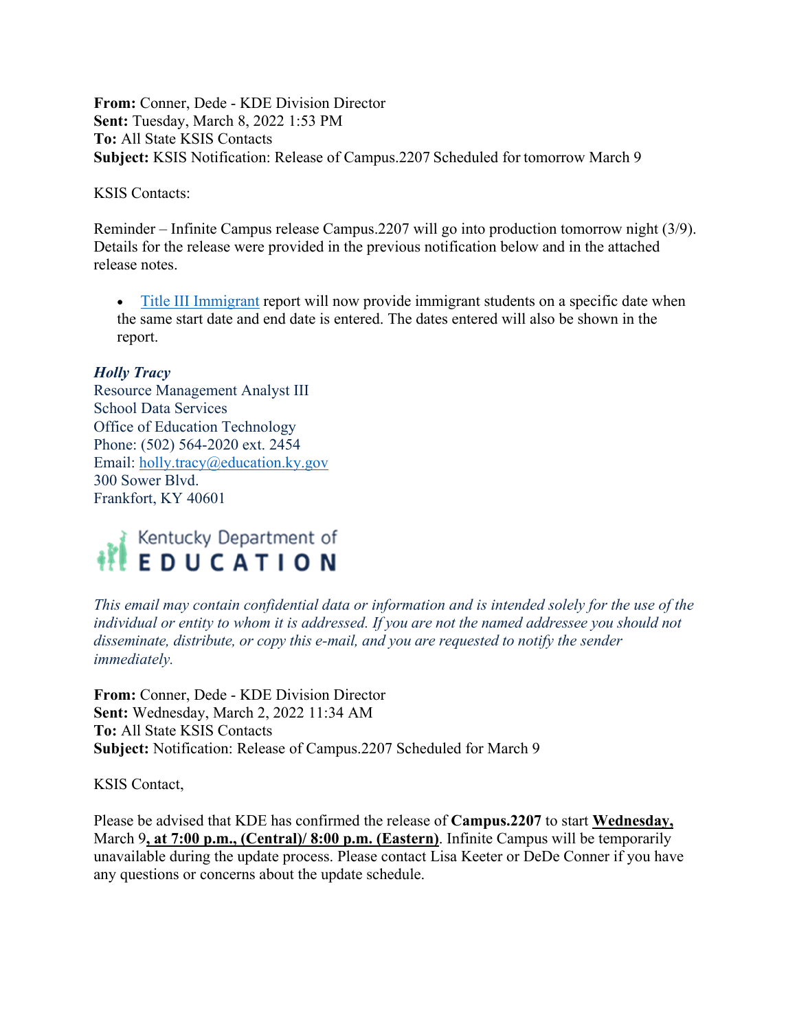**From:** Conner, Dede - KDE Division Director
**Sent:** Tuesday, March 8, 2022 1:53 PM
**To:** All State KSIS Contacts
**Subject:** KSIS Notification: Release of Campus.2207 Scheduled for tomorrow March 9

KSIS Contacts:

Reminder – Infinite Campus release Campus.2207 will go into production tomorrow night (3/9). Details for the release were provided in the previous notification below and in the attached release notes.

- Title III Immigrant report will now provide immigrant students on a specific date when the same start date and end date is entered. The dates entered will also be shown in the report.

***Holly Tracy***
Resource Management Analyst III
School Data Services
Office of Education Technology
Phone: (502) 564-2020 ext. 2454
Email: holly.tracy@education.ky.gov
300 Sower Blvd.
Frankfort, KY 40601

Kentucky Department of EDUCATION

*This email may contain confidential data or information and is intended solely for the use of the individual or entity to whom it is addressed. If you are not the named addressee you should not disseminate, distribute, or copy this e-mail, and you are requested to notify the sender immediately.*

**From:** Conner, Dede - KDE Division Director
**Sent:** Wednesday, March 2, 2022 11:34 AM
**To:** All State KSIS Contacts
**Subject:** Notification: Release of Campus.2207 Scheduled for March 9

KSIS Contact,

Please be advised that KDE has confirmed the release of **Campus.2207** to start **Wednesday,** March 9**, at 7:00 p.m., (Central)/ 8:00 p.m. (Eastern)**. Infinite Campus will be temporarily unavailable during the update process. Please contact Lisa Keeter or DeDe Conner if you have any questions or concerns about the update schedule.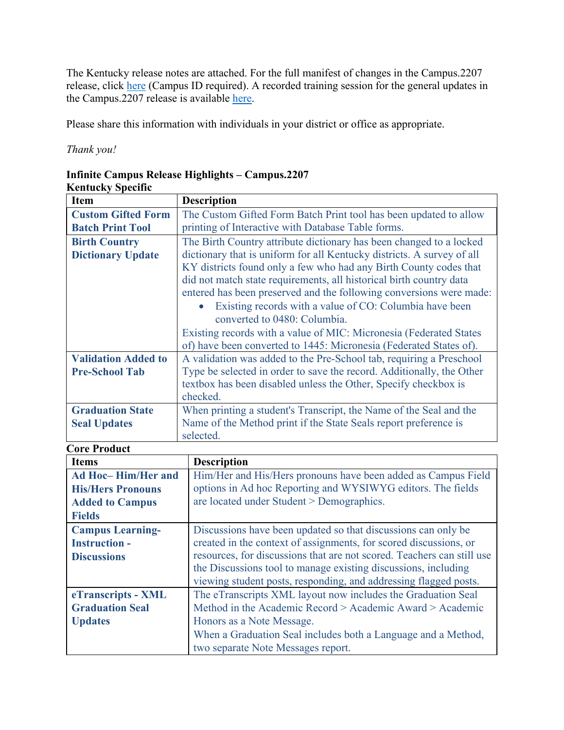The Kentucky release notes are attached. For the full manifest of changes in the Campus.2207 release, click here (Campus ID required). A recorded training session for the general updates in the Campus.2207 release is available here.

Please share this information with individuals in your district or office as appropriate.

*Thank you!*

**Infinite Campus Release Highlights – Campus.2207**

**Kentucky Specific**

| Item | Description |
| --- | --- |
| **Custom Gifted Form Batch Print Tool** | The Custom Gifted Form Batch Print tool has been updated to allow printing of Interactive with Database Table forms. |
| **Birth Country Dictionary Update** | The Birth Country attribute dictionary has been changed to a locked dictionary that is uniform for all Kentucky districts. A survey of all KY districts found only a few who had any Birth County codes that did not match state requirements, all historical birth country data entered has been preserved and the following conversions were made:<br>• Existing records with a value of CO: Columbia have been converted to 0480: Columbia.<br>Existing records with a value of MIC: Micronesia (Federated States of) have been converted to 1445: Micronesia (Federated States of). |
| **Validation Added to Pre-School Tab** | A validation was added to the Pre-School tab, requiring a Preschool Type be selected in order to save the record. Additionally, the Other textbox has been disabled unless the Other, Specify checkbox is checked. |
| **Graduation State Seal Updates** | When printing a student's Transcript, the Name of the Seal and the Name of the Method print if the State Seals report preference is selected. |

**Core Product**

| Items | Description |
| --- | --- |
| **Ad Hoc– Him/Her and His/Hers Pronouns Added to Campus Fields** | Him/Her and His/Hers pronouns have been added as Campus Field options in Ad hoc Reporting and WYSIWYG editors. The fields are located under Student > Demographics. |
| **Campus Learning-Instruction - Discussions** | Discussions have been updated so that discussions can only be created in the context of assignments, for scored discussions, or resources, for discussions that are not scored. Teachers can still use the Discussions tool to manage existing discussions, including viewing student posts, responding, and addressing flagged posts. |
| **eTranscripts - XML Graduation Seal Updates** | The eTranscripts XML layout now includes the Graduation Seal Method in the Academic Record > Academic Award > Academic Honors as a Note Message.<br>When a Graduation Seal includes both a Language and a Method, two separate Note Messages report. |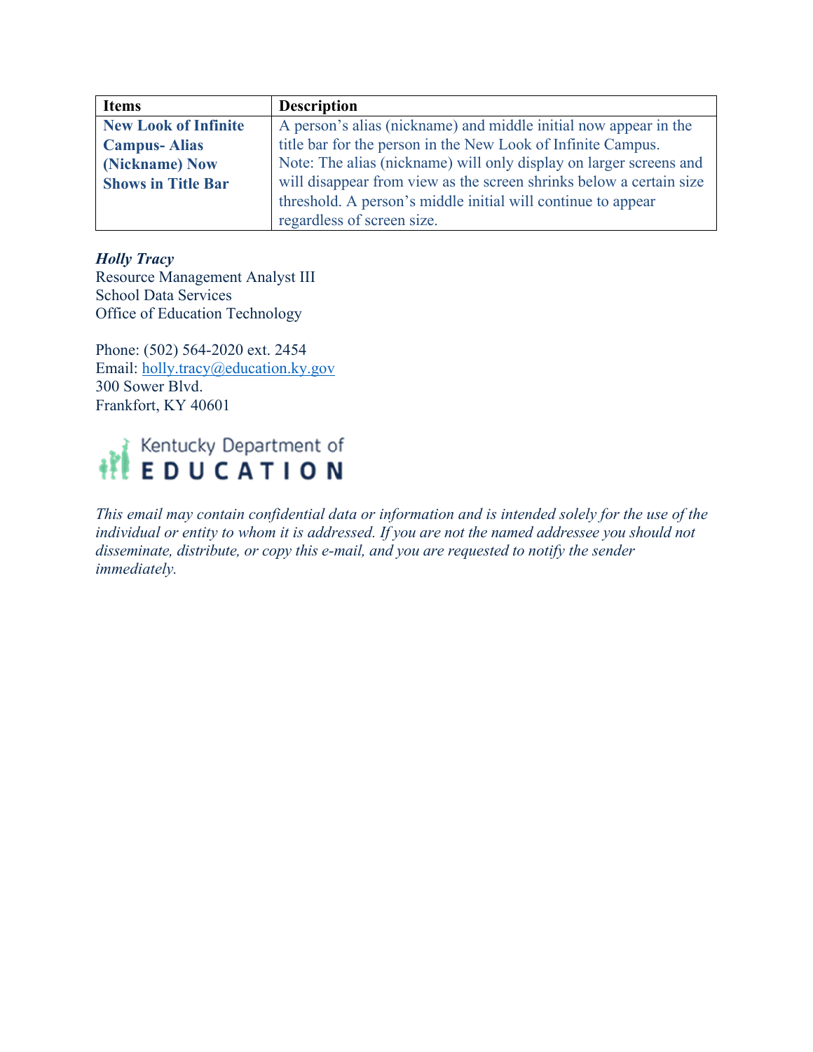| Items | Description |
|---|---|
| **New Look of Infinite Campus- Alias (Nickname) Now Shows in Title Bar** | A person's alias (nickname) and middle initial now appear in the title bar for the person in the New Look of Infinite Campus.<br>Note: The alias (nickname) will only display on larger screens and will disappear from view as the screen shrinks below a certain size threshold. A person's middle initial will continue to appear regardless of screen size. |

***Holly Tracy***
Resource Management Analyst III
School Data Services
Office of Education Technology

Phone: (502) 564-2020 ext. 2454
Email: holly.tracy@education.ky.gov
300 Sower Blvd.
Frankfort, KY 40601

Kentucky Department of
EDUCATION

*This email may contain confidential data or information and is intended solely for the use of the individual or entity to whom it is addressed. If you are not the named addressee you should not disseminate, distribute, or copy this e-mail, and you are requested to notify the sender immediately.*